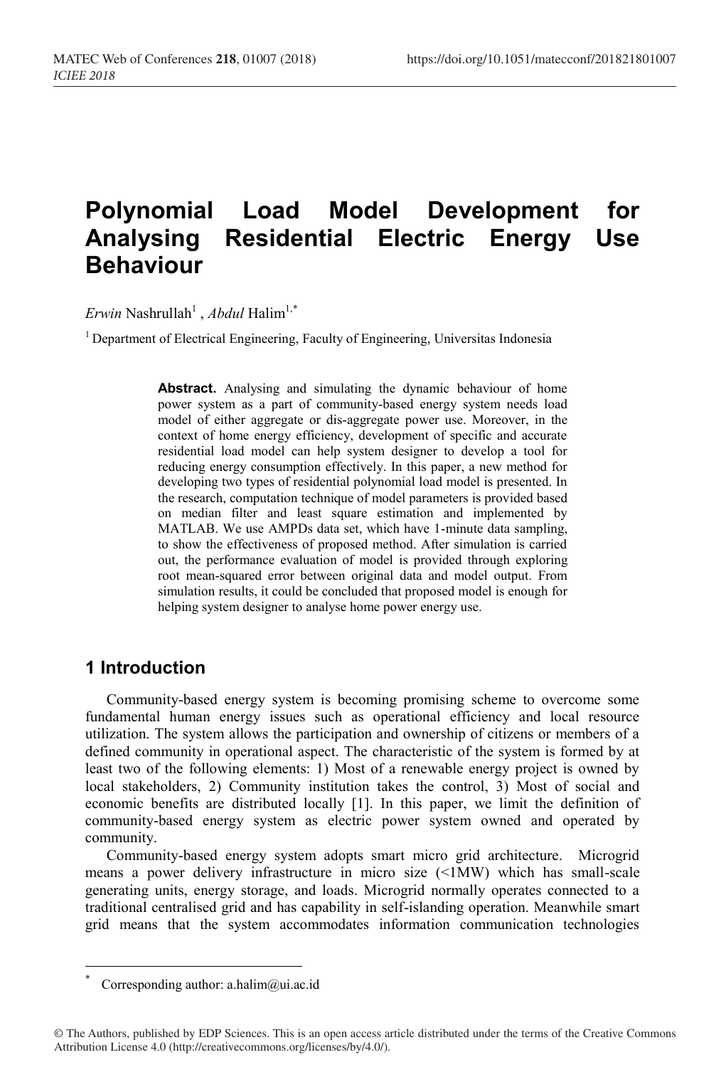# Polynomial Load Model Development for Analysing Residential Electric Energy Use Behaviour

*Erwin* Nashrullah[1] , *Abdul* Halim[1,*]

[1] Department of Electrical Engineering, Faculty of Engineering, Universitas Indonesia

**Abstract.** Analysing and simulating the dynamic behaviour of home power system as a part of community-based energy system needs load model of either aggregate or dis-aggregate power use. Moreover, in the context of home energy efficiency, development of specific and accurate residential load model can help system designer to develop a tool for reducing energy consumption effectively. In this paper, a new method for developing two types of residential polynomial load model is presented. In the research, computation technique of model parameters is provided based on median filter and least square estimation and implemented by MATLAB. We use AMPDs data set, which have 1-minute data sampling, to show the effectiveness of proposed method. After simulation is carried out, the performance evaluation of model is provided through exploring root mean-squared error between original data and model output. From simulation results, it could be concluded that proposed model is enough for helping system designer to analyse home power energy use.

## 1 Introduction

Community-based energy system is becoming promising scheme to overcome some fundamental human energy issues such as operational efficiency and local resource utilization. The system allows the participation and ownership of citizens or members of a defined community in operational aspect. The characteristic of the system is formed by at least two of the following elements: 1) Most of a renewable energy project is owned by local stakeholders, 2) Community institution takes the control, 3) Most of social and economic benefits are distributed locally [1]. In this paper, we limit the definition of community-based energy system as electric power system owned and operated by community.

Community-based energy system adopts smart micro grid architecture. Microgrid means a power delivery infrastructure in micro size (<1MW) which has small-scale generating units, energy storage, and loads. Microgrid normally operates connected to a traditional centralised grid and has capability in self-islanding operation. Meanwhile smart grid means that the system accommodates information communication technologies

\* Corresponding author: a.halim@ui.ac.id

© The Authors, published by EDP Sciences. This is an open access article distributed under the terms of the Creative Commons Attribution License 4.0 (http://creativecommons.org/licenses/by/4.0/).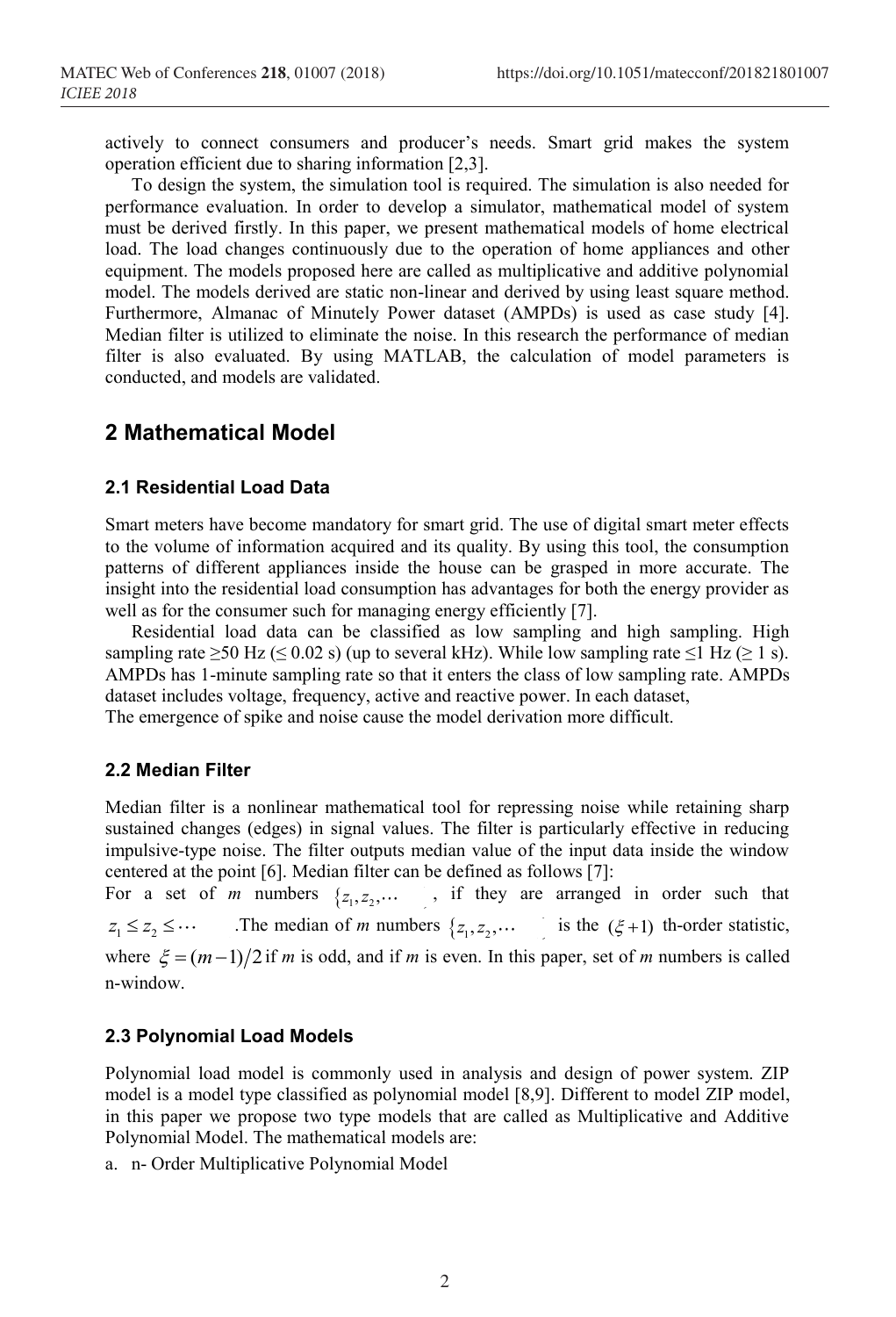actively to connect consumers and producer's needs. Smart grid makes the system operation efficient due to sharing information [2,3].

To design the system, the simulation tool is required. The simulation is also needed for performance evaluation. In order to develop a simulator, mathematical model of system must be derived firstly. In this paper, we present mathematical models of home electrical load. The load changes continuously due to the operation of home appliances and other equipment. The models proposed here are called as multiplicative and additive polynomial model. The models derived are static non-linear and derived by using least square method. Furthermore, Almanac of Minutely Power dataset (AMPDs) is used as case study [4]. Median filter is utilized to eliminate the noise. In this research the performance of median filter is also evaluated. By using MATLAB, the calculation of model parameters is conducted, and models are validated.

## 2 Mathematical Model

### 2.1 Residential Load Data

Smart meters have become mandatory for smart grid. The use of digital smart meter effects to the volume of information acquired and its quality. By using this tool, the consumption patterns of different appliances inside the house can be grasped in more accurate. The insight into the residential load consumption has advantages for both the energy provider as well as for the consumer such for managing energy efficiently [7].

Residential load data can be classified as low sampling and high sampling. High sampling rate ≥50 Hz (≤ 0.02 s) (up to several kHz). While low sampling rate ≤1 Hz (≥ 1 s). AMPDs has 1-minute sampling rate so that it enters the class of low sampling rate. AMPDs dataset includes voltage, frequency, active and reactive power. In each dataset,
The emergence of spike and noise cause the model derivation more difficult.

### 2.2 Median Filter

Median filter is a nonlinear mathematical tool for repressing noise while retaining sharp sustained changes (edges) in signal values. The filter is particularly effective in reducing impulsive-type noise. The filter outputs median value of the input data inside the window centered at the point [6]. Median filter can be defined as follows [7]:
For a set of $m$ numbers $\{z_1, z_2, \cdots$ , if they are arranged in order such that $z_1 \le z_2 \le \cdots$ .The median of $m$ numbers $\{z_1, z_2, \cdots$ is the $(\xi+1)$ th-order statistic, where $\xi = (m-1)/2$ if $m$ is odd, and if $m$ is even. In this paper, set of $m$ numbers is called n-window.

### 2.3 Polynomial Load Models

Polynomial load model is commonly used in analysis and design of power system. ZIP model is a model type classified as polynomial model [8,9]. Different to model ZIP model, in this paper we propose two type models that are called as Multiplicative and Additive Polynomial Model. The mathematical models are:

a. n- Order Multiplicative Polynomial Model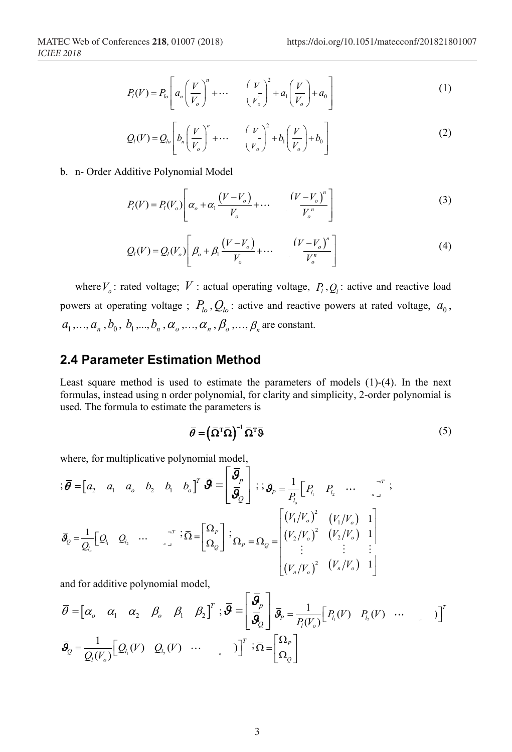$$P_l(V) = P_{lo}\left[a_n\left(\frac{V}{V_o}\right)^n + \cdots \quad \left(\frac{V}{V_o}\right)^2 + a_1\left(\frac{V}{V_o}\right) + a_0\right] \tag{1}$$

$$Q_l(V) = Q_{lo}\left[b_n\left(\frac{V}{V_o}\right)^n + \cdots \quad \left(\frac{V}{V_o}\right)^2 + b_1\left(\frac{V}{V_o}\right) + b_0\right] \tag{2}$$

b. n- Order Additive Polynomial Model

$$P_l(V) = P_l(V_o)\left[\alpha_o + \alpha_1\frac{(V-V_o)}{V_o} + \cdots \quad \frac{(V-V_o)^n}{V_o^n}\right] \tag{3}$$

$$Q_l(V) = Q_l(V_o)\left[\beta_o + \beta_1\frac{(V-V_o)}{V_o} + \cdots \quad \frac{(V-V_o)^n}{V_o^n}\right] \tag{4}$$

where $V_o$: rated voltage; $V$ : actual operating voltage, $P_l, Q_l$: active and reactive load powers at operating voltage ; $P_{lo}, Q_{lo}$: active and reactive powers at rated voltage, $a_0$, $a_1,\ldots,a_n, b_0, b_1,\ldots,b_n, \alpha_o,\ldots,\alpha_n, \beta_o,\ldots,\beta_n$ are constant.

## 2.4 Parameter Estimation Method

Least square method is used to estimate the parameters of models (1)-(4). In the next formulas, instead using n order polynomial, for clarity and simplicity, 2-order polynomial is used. The formula to estimate the parameters is

$$\bar{\theta} = \left(\bar{\Omega}^T\bar{\Omega}\right)^{-1}\bar{\Omega}^T\bar{\vartheta} \tag{5}$$

where, for multiplicative polynomial model,

$$;\bar{\theta} = \begin{bmatrix} a_2 & a_1 & a_o & b_2 & b_1 & b_o \end{bmatrix}^T \bar{\vartheta} = \begin{bmatrix} \bar{\vartheta}_p \\ \bar{\vartheta}_Q \end{bmatrix};\ ;\bar{\vartheta}_P = \frac{1}{P_{l_o}}\begin{bmatrix} P_{l_1} & P_{l_2} & \cdots & \end{bmatrix}^T;$$

$$\bar{\vartheta}_Q = \frac{1}{Q_{l_o}}\begin{bmatrix} Q_{l_1} & Q_{l_2} & \cdots & \end{bmatrix}^T; \bar{\Omega} = \begin{bmatrix} \Omega_P \\ \Omega_Q \end{bmatrix}; \Omega_P = \Omega_Q = \begin{bmatrix} (V_1/V_o)^2 & (V_1/V_o) & 1 \\ (V_2/V_o)^2 & (V_2/V_o) & 1 \\ \vdots & \vdots & \vdots \\ (V_n/V_o)^2 & (V_n/V_o) & 1 \end{bmatrix}$$

and for additive polynomial model,

$$\bar{\theta} = \begin{bmatrix} \alpha_o & \alpha_1 & \alpha_2 & \beta_o & \beta_1 & \beta_2 \end{bmatrix}^T; \bar{\vartheta} = \begin{bmatrix} \bar{\vartheta}_p \\ \bar{\vartheta}_Q \end{bmatrix} \bar{\vartheta}_P = \frac{1}{P_l(V_o)}\begin{bmatrix} P_{l_1}(V) & P_{l_2}(V) & \cdots & ) \end{bmatrix}^T$$

$$\bar{\vartheta}_Q = \frac{1}{Q_l(V_o)}\begin{bmatrix} Q_{l_1}(V) & Q_{l_2}(V) & \cdots & ) \end{bmatrix}^T; \bar{\Omega} = \begin{bmatrix} \Omega_P \\ \Omega_Q \end{bmatrix}$$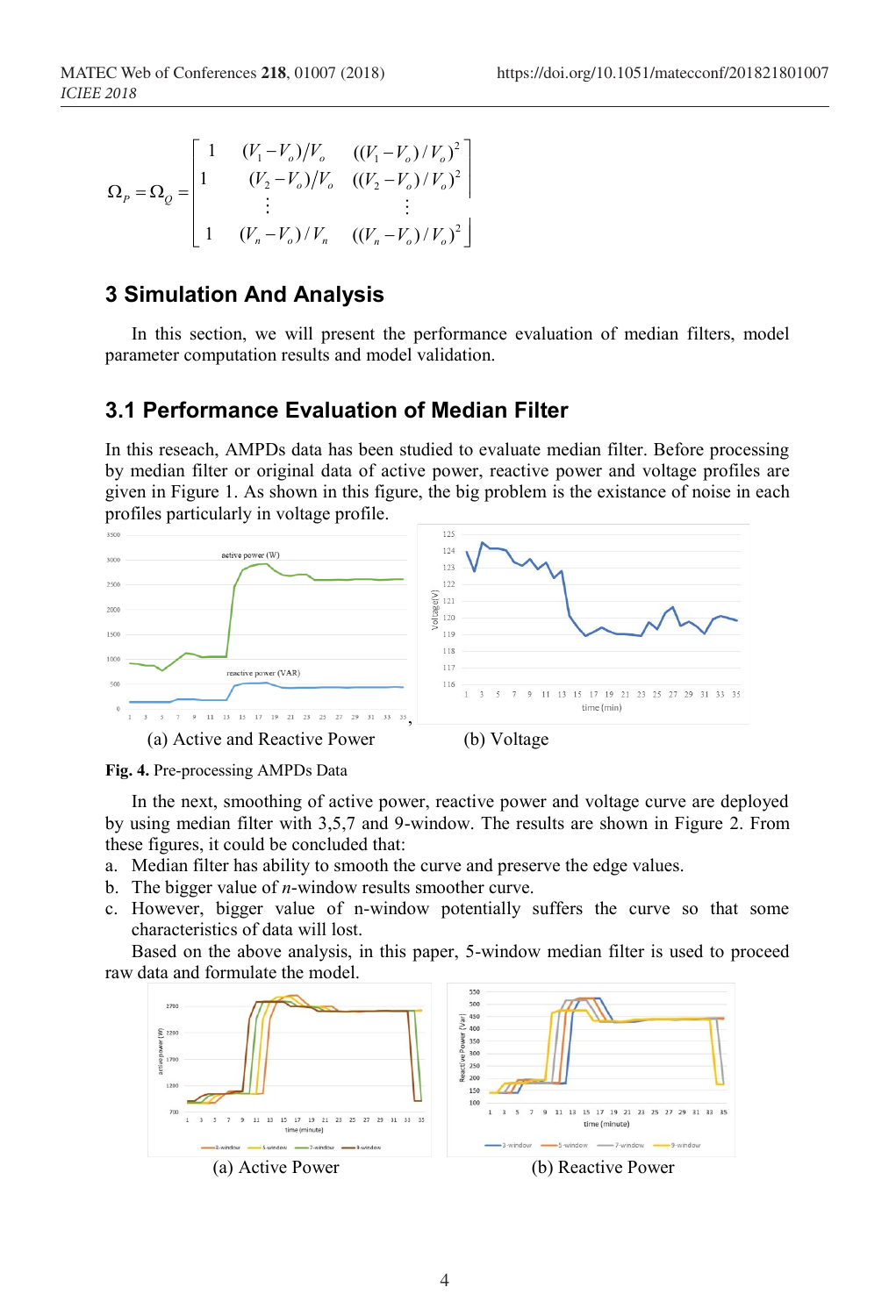$$\Omega_P = \Omega_Q = \begin{bmatrix} 1 & (V_1 - V_o)/V_o & ((V_1 - V_o)/V_o)^2 \\ 1 & (V_2 - V_o)/V_o & ((V_2 - V_o)/V_o)^2 \\ & \vdots & \vdots \\ 1 & (V_n - V_o)/V_n & ((V_n - V_o)/V_o)^2 \end{bmatrix}$$

## 3 Simulation And Analysis

In this section, we will present the performance evaluation of median filters, model parameter computation results and model validation.

### 3.1 Performance Evaluation of Median Filter

In this reseach, AMPDs data has been studied to evaluate median filter. Before processing by median filter or original data of active power, reactive power and voltage profiles are given in Figure 1. As shown in this figure, the big problem is the existance of noise in each profiles particularly in voltage profile.

(a) Active and Reactive Power (b) Voltage

**Fig. 4.** Pre-processing AMPDs Data

In the next, smoothing of active power, reactive power and voltage curve are deployed by using median filter with 3,5,7 and 9-window. The results are shown in Figure 2. From these figures, it could be concluded that:

a. Median filter has ability to smooth the curve and preserve the edge values.
b. The bigger value of *n*-window results smoother curve.
c. However, bigger value of n-window potentially suffers the curve so that some characteristics of data will lost.

Based on the above analysis, in this paper, 5-window median filter is used to proceed raw data and formulate the model.

(a) Active Power (b) Reactive Power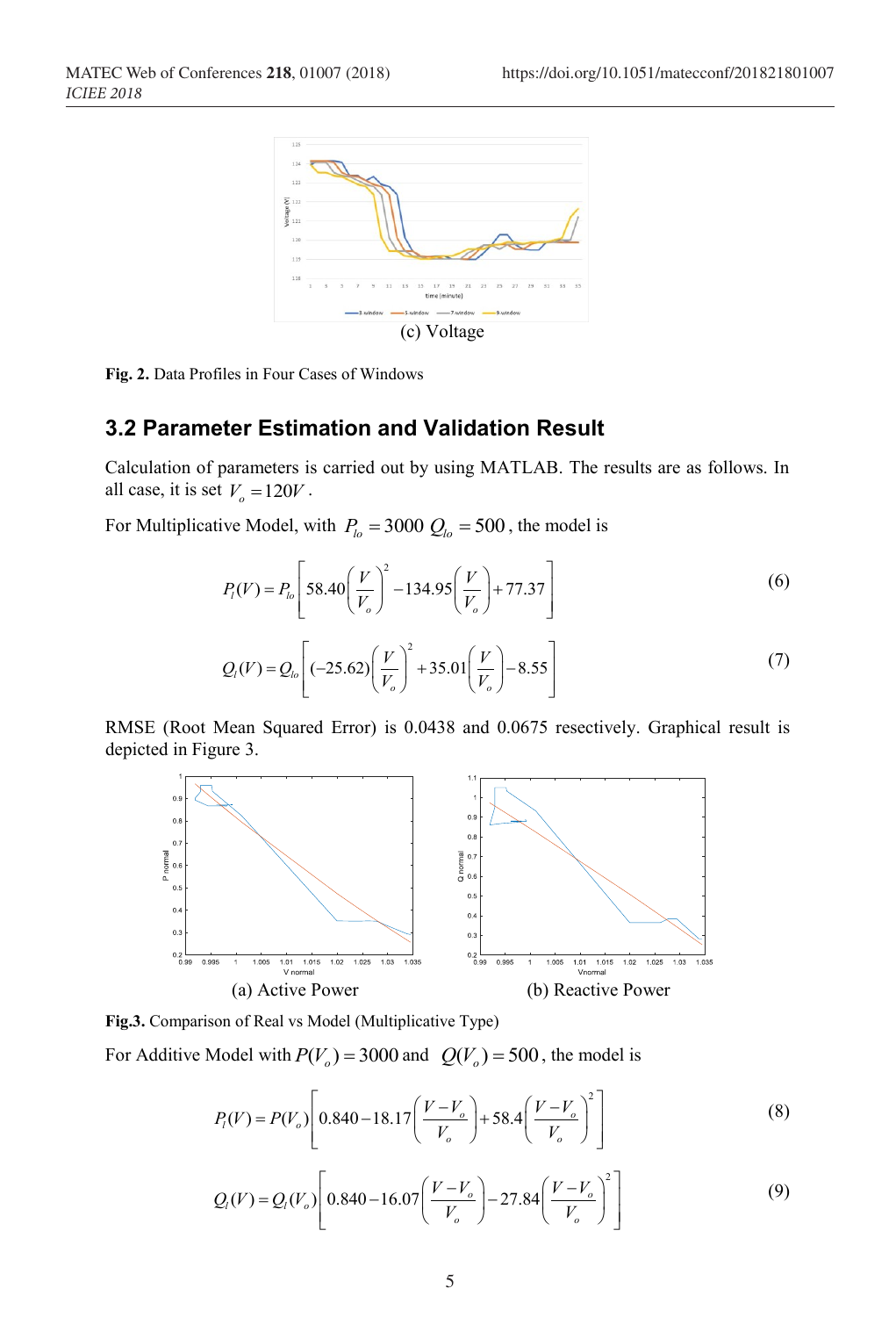(c) Voltage

**Fig. 2.** Data Profiles in Four Cases of Windows

## 3.2 Parameter Estimation and Validation Result

Calculation of parameters is carried out by using MATLAB. The results are as follows. In all case, it is set $V_o = 120V$.

For Multiplicative Model, with $P_{lo} = 3000$ $Q_{lo} = 500$, the model is

$$P_l(V) = P_{lo}\left[58.40\left(\frac{V}{V_o}\right)^2 - 134.95\left(\frac{V}{V_o}\right) + 77.37\right] \tag{6}$$

$$Q_l(V) = Q_{lo}\left[(-25.62)\left(\frac{V}{V_o}\right)^2 + 35.01\left(\frac{V}{V_o}\right) - 8.55\right] \tag{7}$$

RMSE (Root Mean Squared Error) is 0.0438 and 0.0675 resectively. Graphical result is depicted in Figure 3.

(a) Active Power (b) Reactive Power

**Fig.3.** Comparison of Real vs Model (Multiplicative Type)

For Additive Model with $P(V_o) = 3000$ and $Q(V_o) = 500$, the model is

$$P_l(V) = P(V_o)\left[0.840 - 18.17\left(\frac{V - V_o}{V_o}\right) + 58.4\left(\frac{V - V_o}{V_o}\right)^2\right] \tag{8}$$

$$Q_l(V) = Q_l(V_o)\left[0.840 - 16.07\left(\frac{V - V_o}{V_o}\right) - 27.84\left(\frac{V - V_o}{V_o}\right)^2\right] \tag{9}$$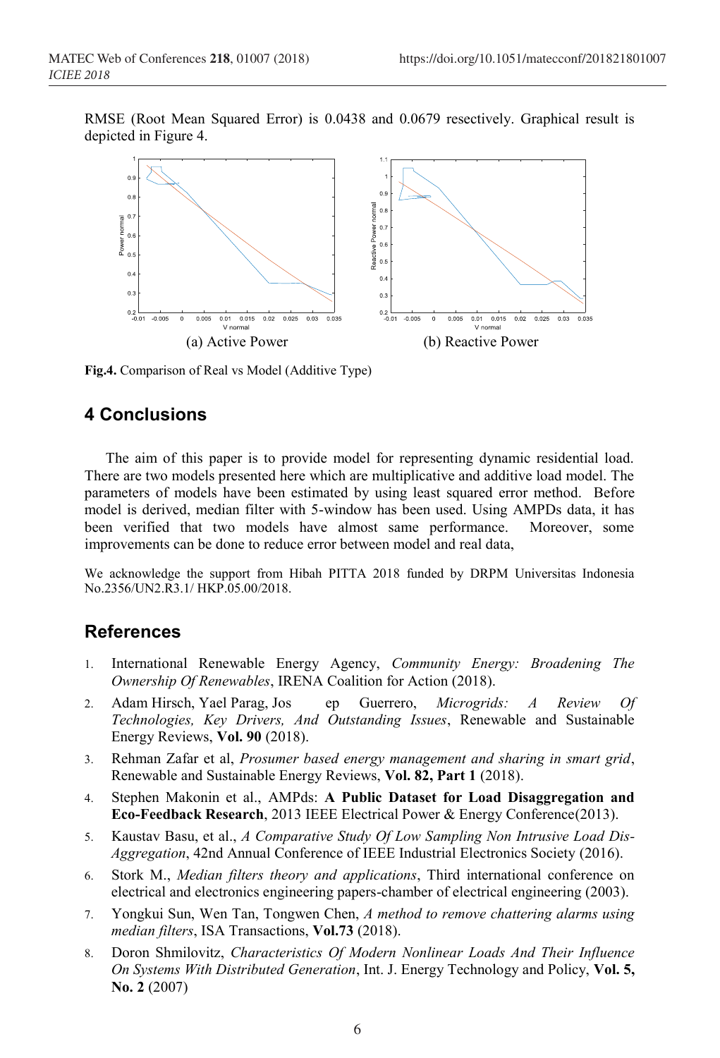RMSE (Root Mean Squared Error) is 0.0438 and 0.0679 resectively. Graphical result is depicted in Figure 4.

(a) Active Power

(b) Reactive Power

**Fig.4.** Comparison of Real vs Model (Additive Type)

## 4 Conclusions

The aim of this paper is to provide model for representing dynamic residential load. There are two models presented here which are multiplicative and additive load model. The parameters of models have been estimated by using least squared error method. Before model is derived, median filter with 5-window has been used. Using AMPDs data, it has been verified that two models have almost same performance. Moreover, some improvements can be done to reduce error between model and real data,

We acknowledge the support from Hibah PITTA 2018 funded by DRPM Universitas Indonesia No.2356/UN2.R3.1/ HKP.05.00/2018.

## References

1. International Renewable Energy Agency, *Community Energy: Broadening The Ownership Of Renewables*, IRENA Coalition for Action (2018).
2. Adam Hirsch, Yael Parag, Jos ep Guerrero, *Microgrids: A Review Of Technologies, Key Drivers, And Outstanding Issues*, Renewable and Sustainable Energy Reviews, **Vol. 90** (2018).
3. Rehman Zafar et al, *Prosumer based energy management and sharing in smart grid*, Renewable and Sustainable Energy Reviews, **Vol. 82, Part 1** (2018).
4. Stephen Makonin et al., AMPds: **A Public Dataset for Load Disaggregation and Eco-Feedback Research**, 2013 IEEE Electrical Power & Energy Conference(2013).
5. Kaustav Basu, et al., *A Comparative Study Of Low Sampling Non Intrusive Load Dis-Aggregation*, 42nd Annual Conference of IEEE Industrial Electronics Society (2016).
6. Stork M., *Median filters theory and applications*, Third international conference on electrical and electronics engineering papers-chamber of electrical engineering (2003).
7. Yongkui Sun, Wen Tan, Tongwen Chen, *A method to remove chattering alarms using median filters*, ISA Transactions, **Vol.73** (2018).
8. Doron Shmilovitz, *Characteristics Of Modern Nonlinear Loads And Their Influence On Systems With Distributed Generation*, Int. J. Energy Technology and Policy, **Vol. 5, No. 2** (2007)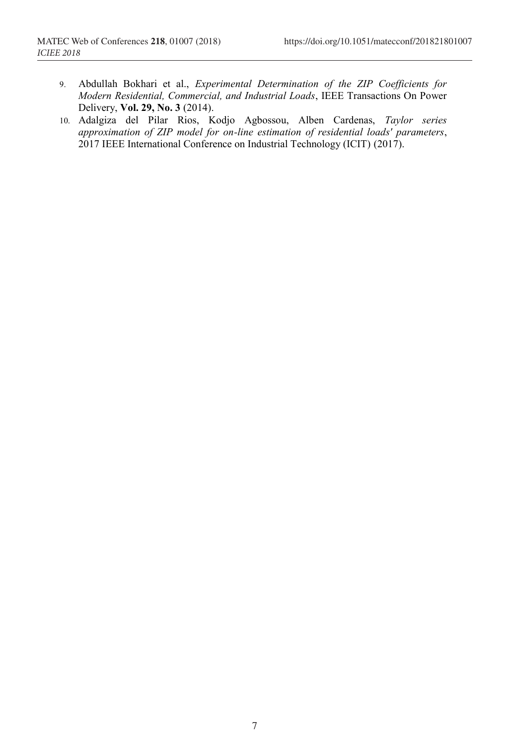9. Abdullah Bokhari et al., *Experimental Determination of the ZIP Coefficients for Modern Residential, Commercial, and Industrial Loads*, IEEE Transactions On Power Delivery, **Vol. 29, No. 3** (2014).
10. Adalgiza del Pilar Rios, Kodjo Agbossou, Alben Cardenas, *Taylor series approximation of ZIP model for on-line estimation of residential loads' parameters*, 2017 IEEE International Conference on Industrial Technology (ICIT) (2017).